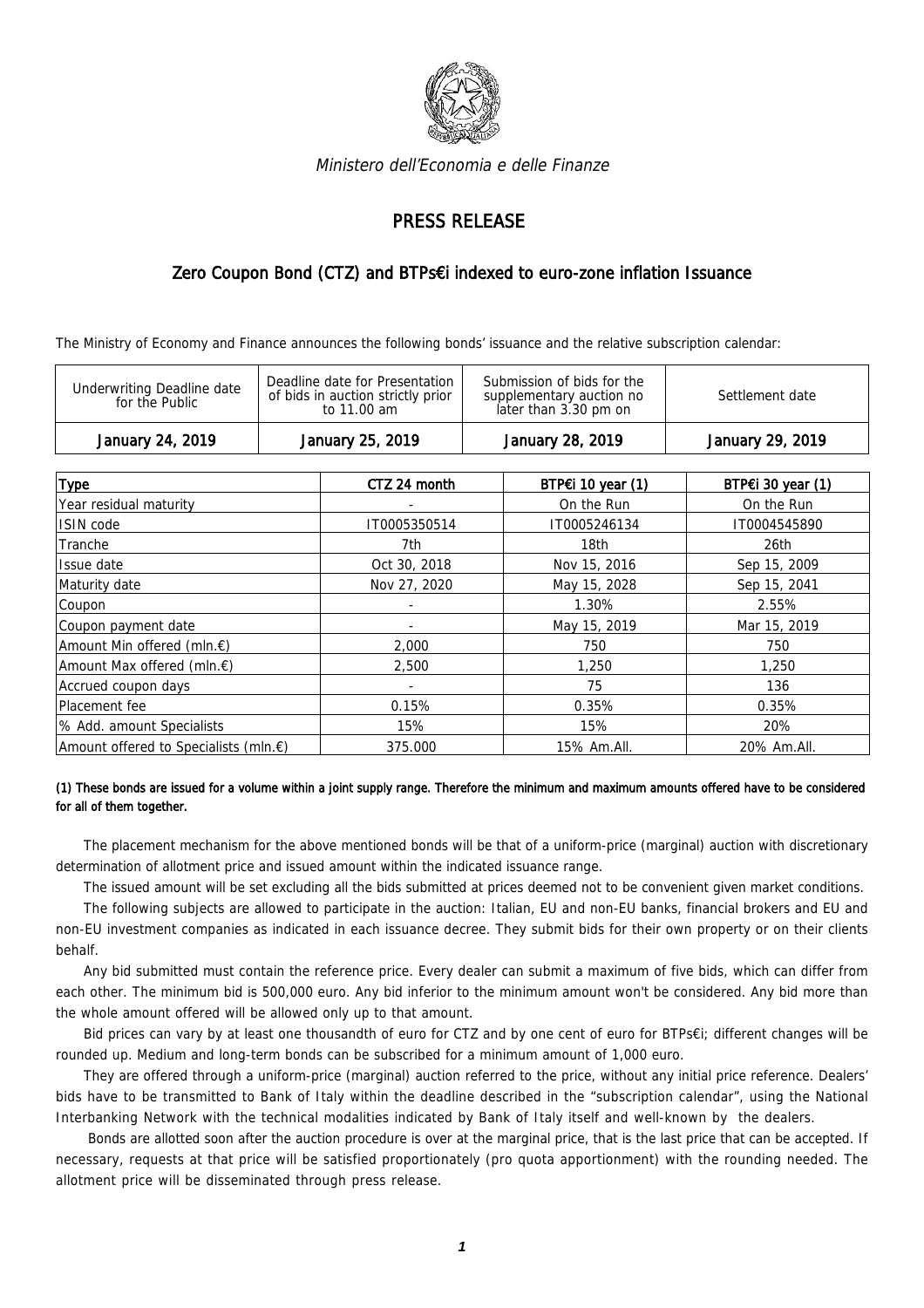*Ministero dell'Economia e delle Finanze*

# PRESS RELEASE

## Zero Coupon Bond (CTZ) and BTPs€i indexed to euro-zone inflation Issuance

The Ministry of Economy and Finance announces the following bonds' issuance and the relative subscription calendar:

| Underwriting Deadline date for the Public | Deadline date for Presentation of bids in auction strictly prior to 11.00 am | Submission of bids for the supplementary auction no later than 3.30 pm on | Settlement date |
|---|---|---|---|
| January 24, 2019 | January 25, 2019 | January 28, 2019 | January 29, 2019 |

| Type | CTZ 24 month | BTP€i 10 year (1) | BTP€i 30 year (1) |
|---|---|---|---|
| Year residual maturity | - | On the Run | On the Run |
| ISIN code | IT0005350514 | IT0005246134 | IT0004545890 |
| Tranche | 7th | 18th | 26th |
| Issue date | Oct 30, 2018 | Nov 15, 2016 | Sep 15, 2009 |
| Maturity date | Nov 27, 2020 | May 15, 2028 | Sep 15, 2041 |
| Coupon | - | 1.30% | 2.55% |
| Coupon payment date | - | May 15, 2019 | Mar 15, 2019 |
| Amount Min offered (mln.€) | 2,000 | 750 | 750 |
| Amount Max offered (mln.€) | 2,500 | 1,250 | 1,250 |
| Accrued coupon days | - | 75 | 136 |
| Placement fee | 0.15% | 0.35% | 0.35% |
| % Add. amount Specialists | 15% | 15% | 20% |
| Amount offered to Specialists (mln.€) | 375.000 | 15% Am.All. | 20% Am.All. |

**(1) These bonds are issued for a volume within a joint supply range. Therefore the minimum and maximum amounts offered have to be considered for all of them together.**

The placement mechanism for the above mentioned bonds will be that of a uniform-price (marginal) auction with discretionary determination of allotment price and issued amount within the indicated issuance range.

The issued amount will be set excluding all the bids submitted at prices deemed not to be convenient given market conditions.

The following subjects are allowed to participate in the auction: Italian, EU and non-EU banks, financial brokers and EU and non-EU investment companies as indicated in each issuance decree. They submit bids for their own property or on their clients behalf.

Any bid submitted must contain the reference price. Every dealer can submit a maximum of five bids, which can differ from each other. The minimum bid is 500,000 euro. Any bid inferior to the minimum amount won't be considered. Any bid more than the whole amount offered will be allowed only up to that amount.

Bid prices can vary by at least one thousandth of euro for CTZ and by one cent of euro for BTPs€i; different changes will be rounded up. Medium and long-term bonds can be subscribed for a minimum amount of 1,000 euro.

They are offered through a uniform-price (marginal) auction referred to the price, without any initial price reference. Dealers' bids have to be transmitted to Bank of Italy within the deadline described in the "subscription calendar", using the National Interbanking Network with the technical modalities indicated by Bank of Italy itself and well-known by the dealers.

Bonds are allotted soon after the auction procedure is over at the marginal price, that is the last price that can be accepted. If necessary, requests at that price will be satisfied proportionately (pro quota apportionment) with the rounding needed. The allotment price will be disseminated through press release.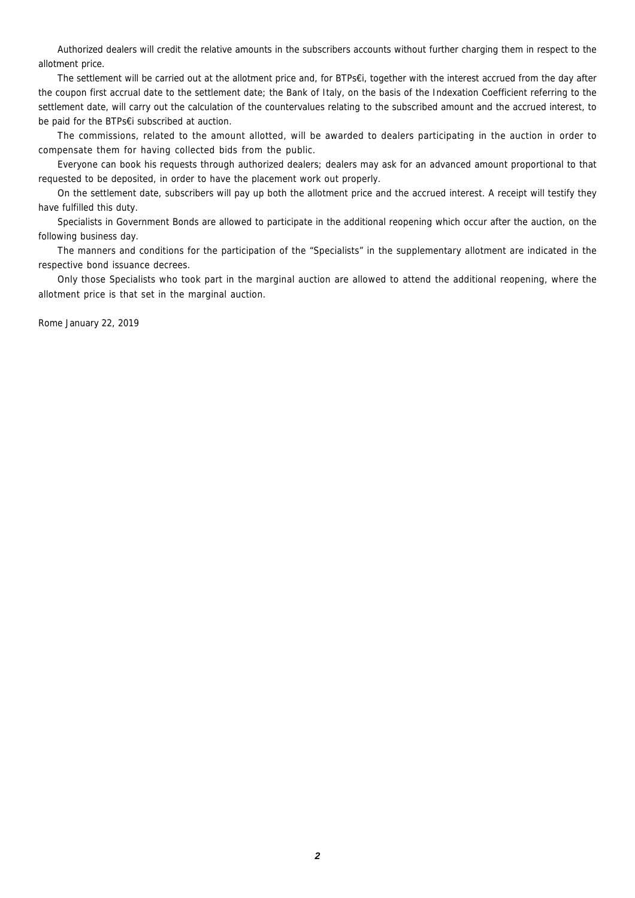Authorized dealers will credit the relative amounts in the subscribers accounts without further charging them in respect to the allotment price.

The settlement will be carried out at the allotment price and, for BTPs€i, together with the interest accrued from the day after the coupon first accrual date to the settlement date; the Bank of Italy, on the basis of the Indexation Coefficient referring to the settlement date, will carry out the calculation of the countervalues relating to the subscribed amount and the accrued interest, to be paid for the BTPs€i subscribed at auction.

The commissions, related to the amount allotted, will be awarded to dealers participating in the auction in order to compensate them for having collected bids from the public.

Everyone can book his requests through authorized dealers; dealers may ask for an advanced amount proportional to that requested to be deposited, in order to have the placement work out properly.

On the settlement date, subscribers will pay up both the allotment price and the accrued interest. A receipt will testify they have fulfilled this duty.

Specialists in Government Bonds are allowed to participate in the additional reopening which occur after the auction, on the following business day.

The manners and conditions for the participation of the "Specialists" in the supplementary allotment are indicated in the respective bond issuance decrees.

Only those Specialists who took part in the marginal auction are allowed to attend the additional reopening, where the allotment price is that set in the marginal auction.

Rome January 22, 2019